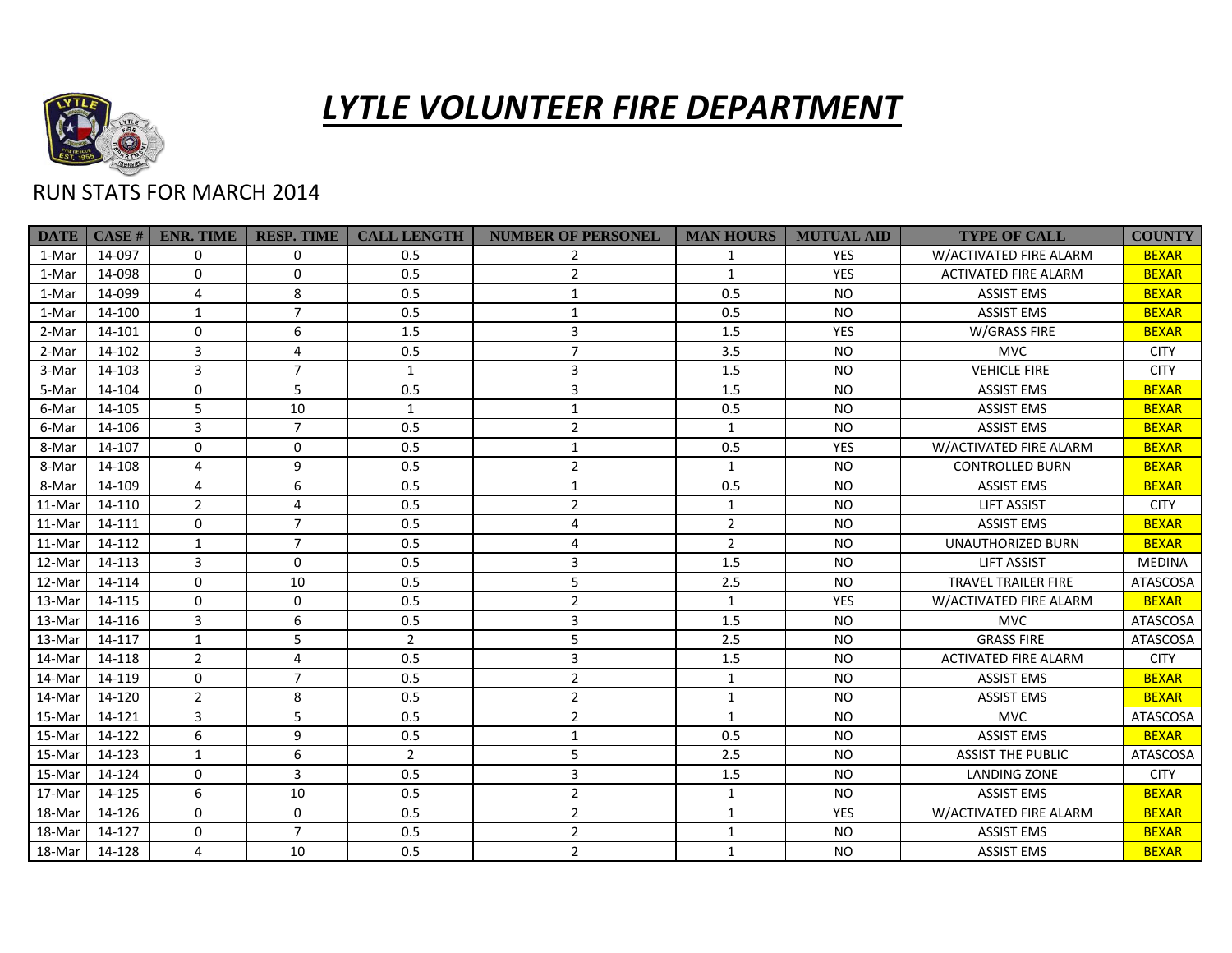# *LYTLE VOLUNTEER FIRE DEPARTMENT*

RUN STATS FOR MARCH 2014

| DATE | CASE # | ENR. TIME | RESP. TIME | CALL LENGTH | NUMBER OF PERSONEL | MAN HOURS | MUTUAL AID | TYPE OF CALL | COUNTY |
|---|---|---|---|---|---|---|---|---|---|
| 1-Mar | 14-097 | 0 | 0 | 0.5 | 2 | 1 | YES | W/ACTIVATED FIRE ALARM | BEXAR |
| 1-Mar | 14-098 | 0 | 0 | 0.5 | 2 | 1 | YES | ACTIVATED FIRE ALARM | BEXAR |
| 1-Mar | 14-099 | 4 | 8 | 0.5 | 1 | 0.5 | NO | ASSIST EMS | BEXAR |
| 1-Mar | 14-100 | 1 | 7 | 0.5 | 1 | 0.5 | NO | ASSIST EMS | BEXAR |
| 2-Mar | 14-101 | 0 | 6 | 1.5 | 3 | 1.5 | YES | W/GRASS FIRE | BEXAR |
| 2-Mar | 14-102 | 3 | 4 | 0.5 | 7 | 3.5 | NO | MVC | CITY |
| 3-Mar | 14-103 | 3 | 7 | 1 | 3 | 1.5 | NO | VEHICLE FIRE | CITY |
| 5-Mar | 14-104 | 0 | 5 | 0.5 | 3 | 1.5 | NO | ASSIST EMS | BEXAR |
| 6-Mar | 14-105 | 5 | 10 | 1 | 1 | 0.5 | NO | ASSIST EMS | BEXAR |
| 6-Mar | 14-106 | 3 | 7 | 0.5 | 2 | 1 | NO | ASSIST EMS | BEXAR |
| 8-Mar | 14-107 | 0 | 0 | 0.5 | 1 | 0.5 | YES | W/ACTIVATED FIRE ALARM | BEXAR |
| 8-Mar | 14-108 | 4 | 9 | 0.5 | 2 | 1 | NO | CONTROLLED BURN | BEXAR |
| 8-Mar | 14-109 | 4 | 6 | 0.5 | 1 | 0.5 | NO | ASSIST EMS | BEXAR |
| 11-Mar | 14-110 | 2 | 4 | 0.5 | 2 | 1 | NO | LIFT ASSIST | CITY |
| 11-Mar | 14-111 | 0 | 7 | 0.5 | 4 | 2 | NO | ASSIST EMS | BEXAR |
| 11-Mar | 14-112 | 1 | 7 | 0.5 | 4 | 2 | NO | UNAUTHORIZED BURN | BEXAR |
| 12-Mar | 14-113 | 3 | 0 | 0.5 | 3 | 1.5 | NO | LIFT ASSIST | MEDINA |
| 12-Mar | 14-114 | 0 | 10 | 0.5 | 5 | 2.5 | NO | TRAVEL TRAILER FIRE | ATASCOSA |
| 13-Mar | 14-115 | 0 | 0 | 0.5 | 2 | 1 | YES | W/ACTIVATED FIRE ALARM | BEXAR |
| 13-Mar | 14-116 | 3 | 6 | 0.5 | 3 | 1.5 | NO | MVC | ATASCOSA |
| 13-Mar | 14-117 | 1 | 5 | 2 | 5 | 2.5 | NO | GRASS FIRE | ATASCOSA |
| 14-Mar | 14-118 | 2 | 4 | 0.5 | 3 | 1.5 | NO | ACTIVATED FIRE ALARM | CITY |
| 14-Mar | 14-119 | 0 | 7 | 0.5 | 2 | 1 | NO | ASSIST EMS | BEXAR |
| 14-Mar | 14-120 | 2 | 8 | 0.5 | 2 | 1 | NO | ASSIST EMS | BEXAR |
| 15-Mar | 14-121 | 3 | 5 | 0.5 | 2 | 1 | NO | MVC | ATASCOSA |
| 15-Mar | 14-122 | 6 | 9 | 0.5 | 1 | 0.5 | NO | ASSIST EMS | BEXAR |
| 15-Mar | 14-123 | 1 | 6 | 2 | 5 | 2.5 | NO | ASSIST THE PUBLIC | ATASCOSA |
| 15-Mar | 14-124 | 0 | 3 | 0.5 | 3 | 1.5 | NO | LANDING ZONE | CITY |
| 17-Mar | 14-125 | 6 | 10 | 0.5 | 2 | 1 | NO | ASSIST EMS | BEXAR |
| 18-Mar | 14-126 | 0 | 0 | 0.5 | 2 | 1 | YES | W/ACTIVATED FIRE ALARM | BEXAR |
| 18-Mar | 14-127 | 0 | 7 | 0.5 | 2 | 1 | NO | ASSIST EMS | BEXAR |
| 18-Mar | 14-128 | 4 | 10 | 0.5 | 2 | 1 | NO | ASSIST EMS | BEXAR |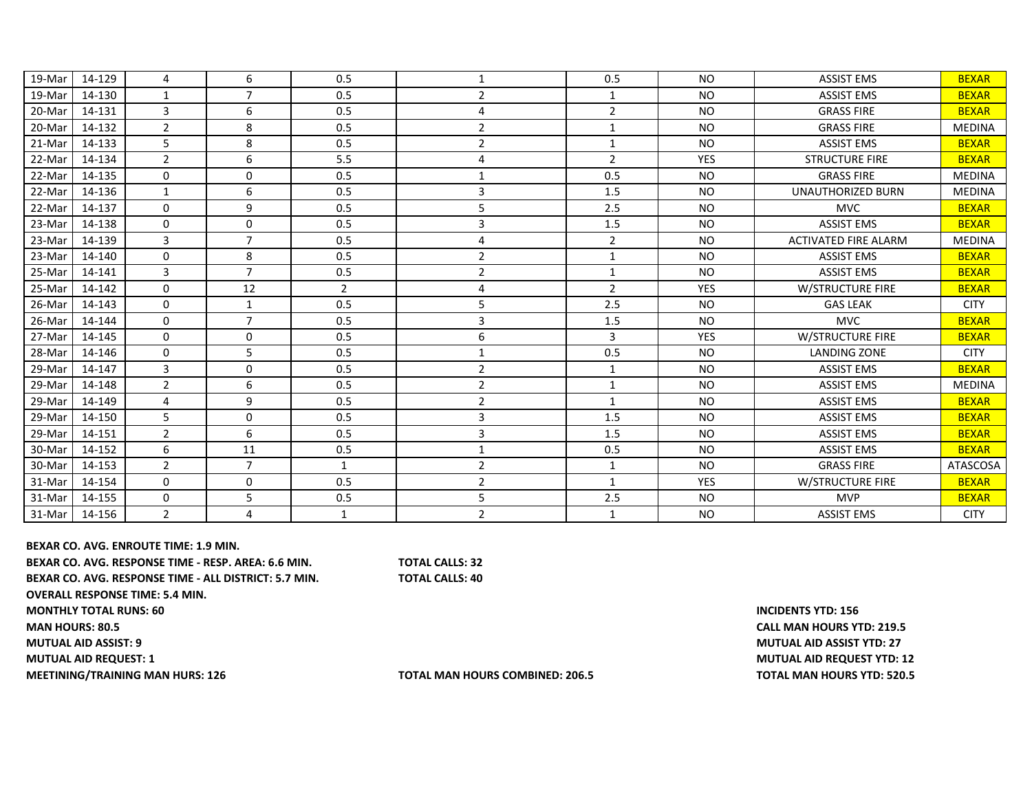| | | | | | | | | | |
|---|---|---|---|---|---|---|---|---|---|
| 19-Mar | 14-129 | 4 | 6 | 0.5 | 1 | 0.5 | NO | ASSIST EMS | BEXAR |
| 19-Mar | 14-130 | 1 | 7 | 0.5 | 2 | 1 | NO | ASSIST EMS | BEXAR |
| 20-Mar | 14-131 | 3 | 6 | 0.5 | 4 | 2 | NO | GRASS FIRE | BEXAR |
| 20-Mar | 14-132 | 2 | 8 | 0.5 | 2 | 1 | NO | GRASS FIRE | MEDINA |
| 21-Mar | 14-133 | 5 | 8 | 0.5 | 2 | 1 | NO | ASSIST EMS | BEXAR |
| 22-Mar | 14-134 | 2 | 6 | 5.5 | 4 | 2 | YES | STRUCTURE FIRE | BEXAR |
| 22-Mar | 14-135 | 0 | 0 | 0.5 | 1 | 0.5 | NO | GRASS FIRE | MEDINA |
| 22-Mar | 14-136 | 1 | 6 | 0.5 | 3 | 1.5 | NO | UNAUTHORIZED BURN | MEDINA |
| 22-Mar | 14-137 | 0 | 9 | 0.5 | 5 | 2.5 | NO | MVC | BEXAR |
| 23-Mar | 14-138 | 0 | 0 | 0.5 | 3 | 1.5 | NO | ASSIST EMS | BEXAR |
| 23-Mar | 14-139 | 3 | 7 | 0.5 | 4 | 2 | NO | ACTIVATED FIRE ALARM | MEDINA |
| 23-Mar | 14-140 | 0 | 8 | 0.5 | 2 | 1 | NO | ASSIST EMS | BEXAR |
| 25-Mar | 14-141 | 3 | 7 | 0.5 | 2 | 1 | NO | ASSIST EMS | BEXAR |
| 25-Mar | 14-142 | 0 | 12 | 2 | 4 | 2 | YES | W/STRUCTURE FIRE | BEXAR |
| 26-Mar | 14-143 | 0 | 1 | 0.5 | 5 | 2.5 | NO | GAS LEAK | CITY |
| 26-Mar | 14-144 | 0 | 7 | 0.5 | 3 | 1.5 | NO | MVC | BEXAR |
| 27-Mar | 14-145 | 0 | 0 | 0.5 | 6 | 3 | YES | W/STRUCTURE FIRE | BEXAR |
| 28-Mar | 14-146 | 0 | 5 | 0.5 | 1 | 0.5 | NO | LANDING ZONE | CITY |
| 29-Mar | 14-147 | 3 | 0 | 0.5 | 2 | 1 | NO | ASSIST EMS | BEXAR |
| 29-Mar | 14-148 | 2 | 6 | 0.5 | 2 | 1 | NO | ASSIST EMS | MEDINA |
| 29-Mar | 14-149 | 4 | 9 | 0.5 | 2 | 1 | NO | ASSIST EMS | BEXAR |
| 29-Mar | 14-150 | 5 | 0 | 0.5 | 3 | 1.5 | NO | ASSIST EMS | BEXAR |
| 29-Mar | 14-151 | 2 | 6 | 0.5 | 3 | 1.5 | NO | ASSIST EMS | BEXAR |
| 30-Mar | 14-152 | 6 | 11 | 0.5 | 1 | 0.5 | NO | ASSIST EMS | BEXAR |
| 30-Mar | 14-153 | 2 | 7 | 1 | 2 | 1 | NO | GRASS FIRE | ATASCOSA |
| 31-Mar | 14-154 | 0 | 0 | 0.5 | 2 | 1 | YES | W/STRUCTURE FIRE | BEXAR |
| 31-Mar | 14-155 | 0 | 5 | 0.5 | 5 | 2.5 | NO | MVP | BEXAR |
| 31-Mar | 14-156 | 2 | 4 | 1 | 2 | 1 | NO | ASSIST EMS | CITY |

**BEXAR CO. AVG. ENROUTE TIME: 1.9 MIN.**

**BEXAR CO. AVG. RESPONSE TIME - RESP. AREA: 6.6 MIN.** — **TOTAL CALLS: 32**

**BEXAR CO. AVG. RESPONSE TIME - ALL DISTRICT: 5.7 MIN.** — **TOTAL CALLS: 40**

**OVERALL RESPONSE TIME: 5.4 MIN.**

**MONTHLY TOTAL RUNS: 60**

**MAN HOURS: 80.5**

**MUTUAL AID ASSIST: 9**

**MUTUAL AID REQUEST: 1**

**MEETINING/TRAINING MAN HURS: 126**

**TOTAL MAN HOURS COMBINED: 206.5**

**INCIDENTS YTD: 156**

**CALL MAN HOURS YTD: 219.5**

**MUTUAL AID ASSIST YTD: 27**

**MUTUAL AID REQUEST YTD: 12**

**TOTAL MAN HOURS YTD: 520.5**